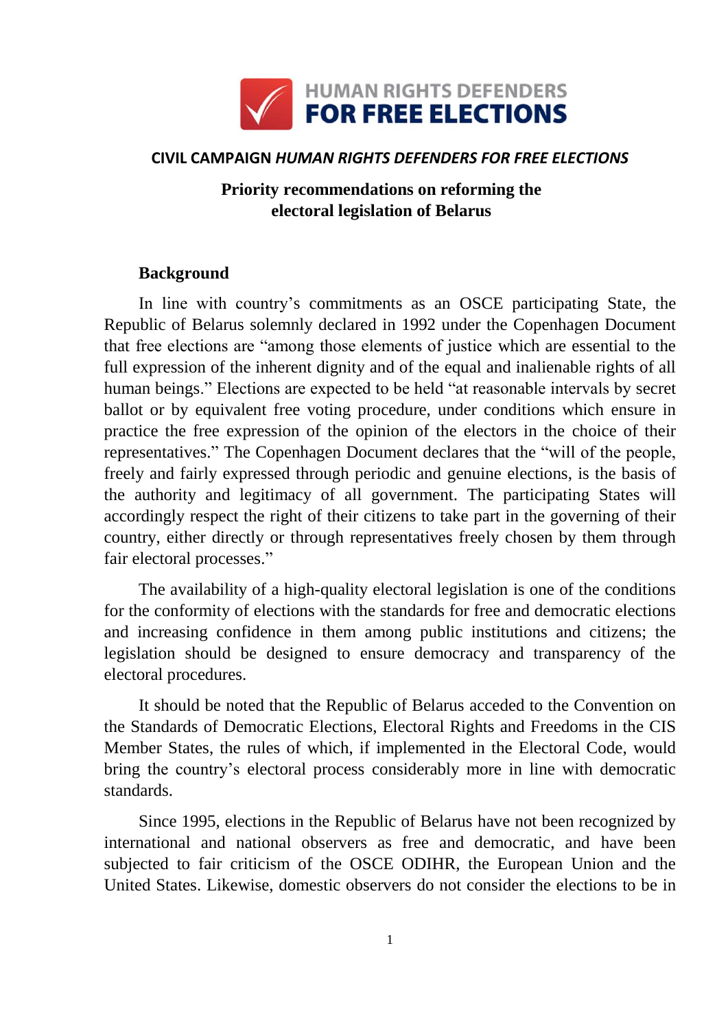HUMAN RIGHTS DEFENDERS
FOR FREE ELECTIONS

**CIVIL CAMPAIGN *HUMAN RIGHTS DEFENDERS FOR FREE ELECTIONS***

# Priority recommendations on reforming the electoral legislation of Belarus

## Background

In line with country's commitments as an OSCE participating State, the Republic of Belarus solemnly declared in 1992 under the Copenhagen Document that free elections are "among those elements of justice which are essential to the full expression of the inherent dignity and of the equal and inalienable rights of all human beings." Elections are expected to be held "at reasonable intervals by secret ballot or by equivalent free voting procedure, under conditions which ensure in practice the free expression of the opinion of the electors in the choice of their representatives." The Copenhagen Document declares that the "will of the people, freely and fairly expressed through periodic and genuine elections, is the basis of the authority and legitimacy of all government. The participating States will accordingly respect the right of their citizens to take part in the governing of their country, either directly or through representatives freely chosen by them through fair electoral processes."

The availability of a high-quality electoral legislation is one of the conditions for the conformity of elections with the standards for free and democratic elections and increasing confidence in them among public institutions and citizens; the legislation should be designed to ensure democracy and transparency of the electoral procedures.

It should be noted that the Republic of Belarus acceded to the Convention on the Standards of Democratic Elections, Electoral Rights and Freedoms in the CIS Member States, the rules of which, if implemented in the Electoral Code, would bring the country's electoral process considerably more in line with democratic standards.

Since 1995, elections in the Republic of Belarus have not been recognized by international and national observers as free and democratic, and have been subjected to fair criticism of the OSCE ODIHR, the European Union and the United States. Likewise, domestic observers do not consider the elections to be in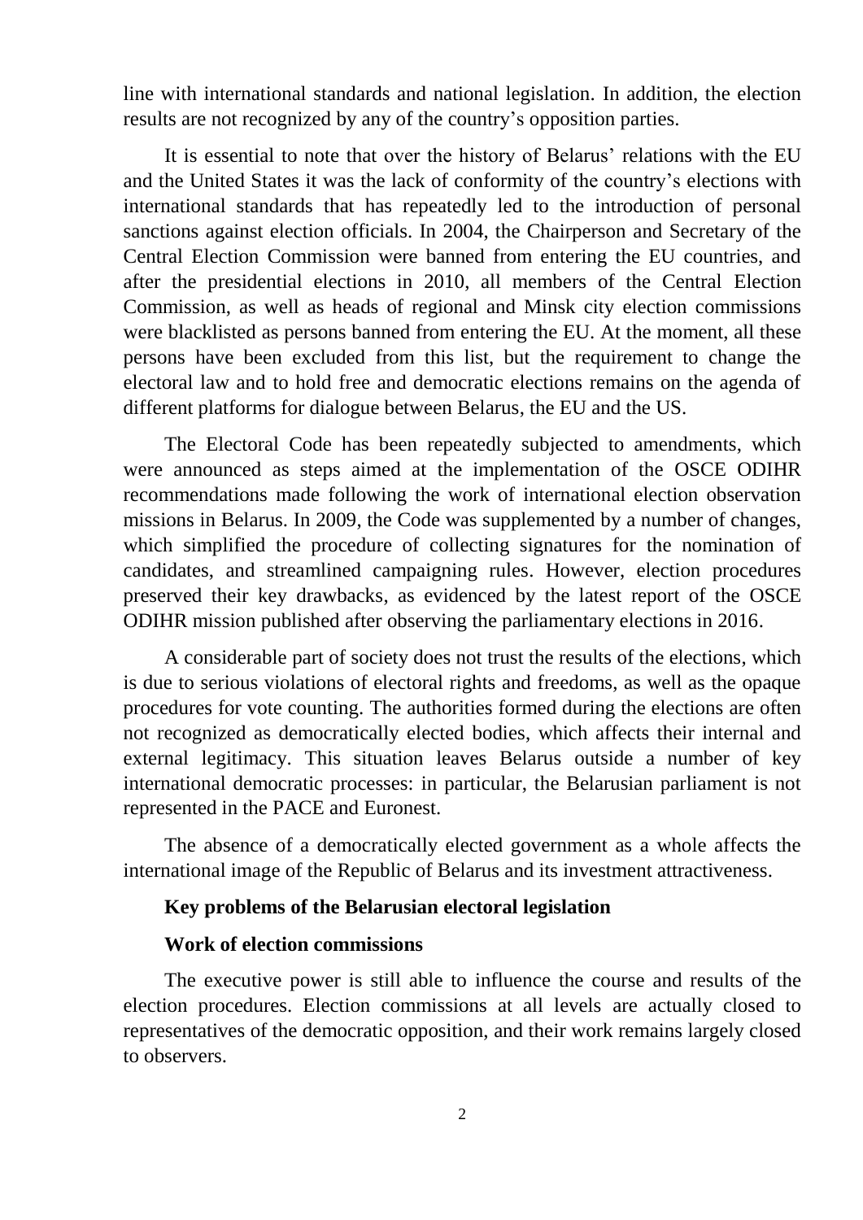line with international standards and national legislation. In addition, the election results are not recognized by any of the country's opposition parties.

It is essential to note that over the history of Belarus' relations with the EU and the United States it was the lack of conformity of the country's elections with international standards that has repeatedly led to the introduction of personal sanctions against election officials. In 2004, the Chairperson and Secretary of the Central Election Commission were banned from entering the EU countries, and after the presidential elections in 2010, all members of the Central Election Commission, as well as heads of regional and Minsk city election commissions were blacklisted as persons banned from entering the EU. At the moment, all these persons have been excluded from this list, but the requirement to change the electoral law and to hold free and democratic elections remains on the agenda of different platforms for dialogue between Belarus, the EU and the US.

The Electoral Code has been repeatedly subjected to amendments, which were announced as steps aimed at the implementation of the OSCE ODIHR recommendations made following the work of international election observation missions in Belarus. In 2009, the Code was supplemented by a number of changes, which simplified the procedure of collecting signatures for the nomination of candidates, and streamlined campaigning rules. However, election procedures preserved their key drawbacks, as evidenced by the latest report of the OSCE ODIHR mission published after observing the parliamentary elections in 2016.

A considerable part of society does not trust the results of the elections, which is due to serious violations of electoral rights and freedoms, as well as the opaque procedures for vote counting. The authorities formed during the elections are often not recognized as democratically elected bodies, which affects their internal and external legitimacy. This situation leaves Belarus outside a number of key international democratic processes: in particular, the Belarusian parliament is not represented in the PACE and Euronest.

The absence of a democratically elected government as a whole affects the international image of the Republic of Belarus and its investment attractiveness.

## Key problems of the Belarusian electoral legislation

### Work of election commissions

The executive power is still able to influence the course and results of the election procedures. Election commissions at all levels are actually closed to representatives of the democratic opposition, and their work remains largely closed to observers.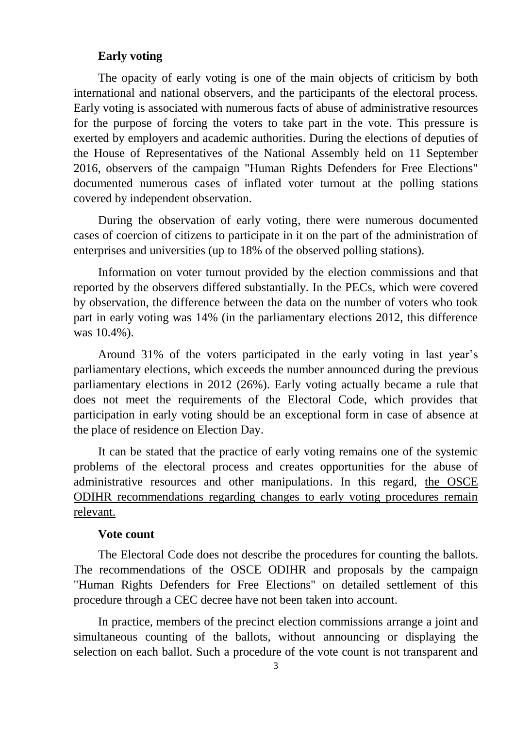**Early voting**

The opacity of early voting is one of the main objects of criticism by both international and national observers, and the participants of the electoral process. Early voting is associated with numerous facts of abuse of administrative resources for the purpose of forcing the voters to take part in the vote. This pressure is exerted by employers and academic authorities. During the elections of deputies of the House of Representatives of the National Assembly held on 11 September 2016, observers of the campaign "Human Rights Defenders for Free Elections" documented numerous cases of inflated voter turnout at the polling stations covered by independent observation.

During the observation of early voting, there were numerous documented cases of coercion of citizens to participate in it on the part of the administration of enterprises and universities (up to 18% of the observed polling stations).

Information on voter turnout provided by the election commissions and that reported by the observers differed substantially. In the PECs, which were covered by observation, the difference between the data on the number of voters who took part in early voting was 14% (in the parliamentary elections 2012, this difference was 10.4%).

Around 31% of the voters participated in the early voting in last year's parliamentary elections, which exceeds the number announced during the previous parliamentary elections in 2012 (26%). Early voting actually became a rule that does not meet the requirements of the Electoral Code, which provides that participation in early voting should be an exceptional form in case of absence at the place of residence on Election Day.

It can be stated that the practice of early voting remains one of the systemic problems of the electoral process and creates opportunities for the abuse of administrative resources and other manipulations. In this regard, <u>the OSCE ODIHR recommendations regarding changes to early voting procedures remain relevant.</u>

**Vote count**

The Electoral Code does not describe the procedures for counting the ballots. The recommendations of the OSCE ODIHR and proposals by the campaign "Human Rights Defenders for Free Elections" on detailed settlement of this procedure through a CEC decree have not been taken into account.

In practice, members of the precinct election commissions arrange a joint and simultaneous counting of the ballots, without announcing or displaying the selection on each ballot. Such a procedure of the vote count is not transparent and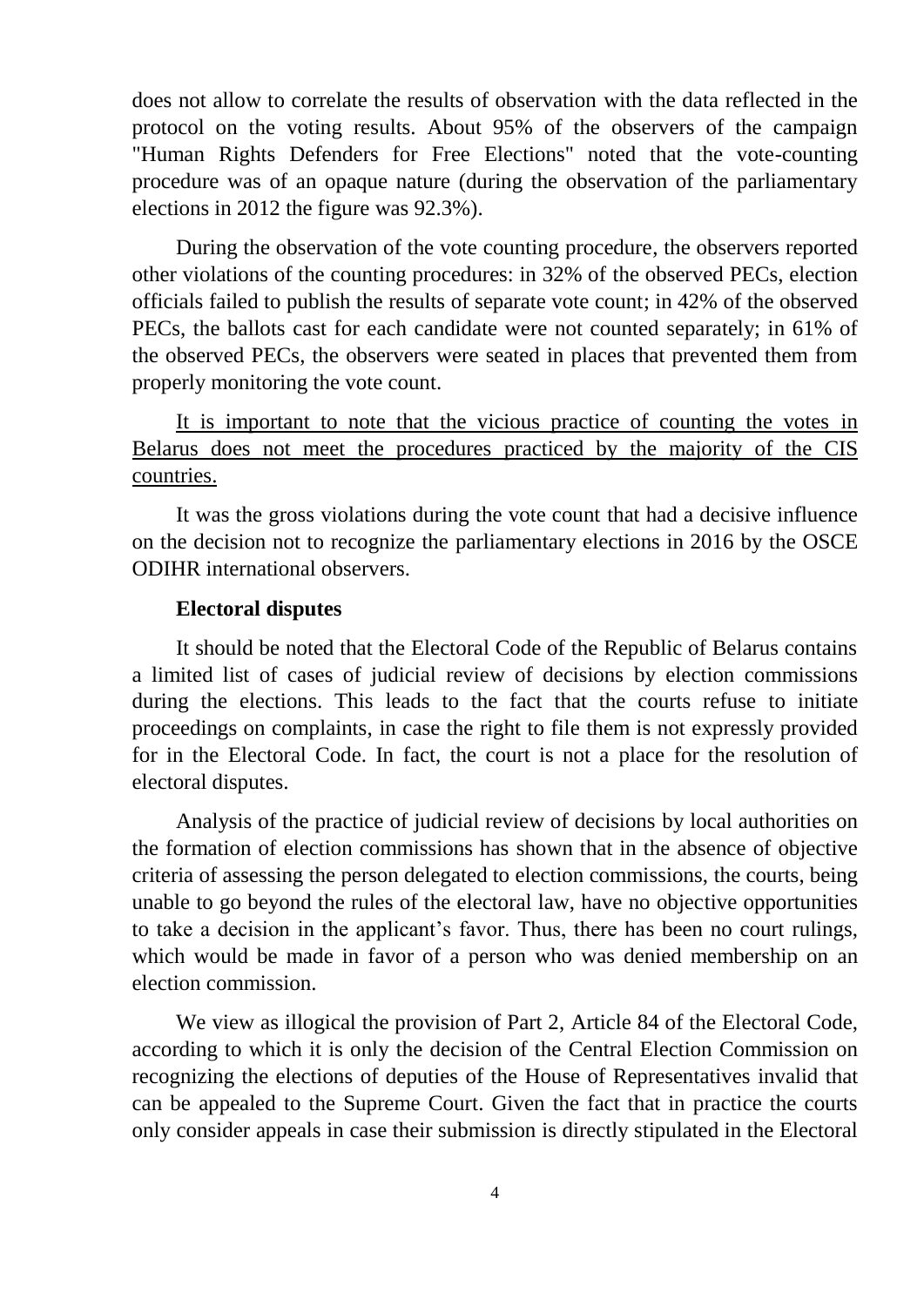does not allow to correlate the results of observation with the data reflected in the protocol on the voting results. About 95% of the observers of the campaign "Human Rights Defenders for Free Elections" noted that the vote-counting procedure was of an opaque nature (during the observation of the parliamentary elections in 2012 the figure was 92.3%).

During the observation of the vote counting procedure, the observers reported other violations of the counting procedures: in 32% of the observed PECs, election officials failed to publish the results of separate vote count; in 42% of the observed PECs, the ballots cast for each candidate were not counted separately; in 61% of the observed PECs, the observers were seated in places that prevented them from properly monitoring the vote count.

<u>It is important to note that the vicious practice of counting the votes in Belarus does not meet the procedures practiced by the majority of the CIS countries.</u>

It was the gross violations during the vote count that had a decisive influence on the decision not to recognize the parliamentary elections in 2016 by the OSCE ODIHR international observers.

**Electoral disputes**

It should be noted that the Electoral Code of the Republic of Belarus contains a limited list of cases of judicial review of decisions by election commissions during the elections. This leads to the fact that the courts refuse to initiate proceedings on complaints, in case the right to file them is not expressly provided for in the Electoral Code. In fact, the court is not a place for the resolution of electoral disputes.

Analysis of the practice of judicial review of decisions by local authorities on the formation of election commissions has shown that in the absence of objective criteria of assessing the person delegated to election commissions, the courts, being unable to go beyond the rules of the electoral law, have no objective opportunities to take a decision in the applicant's favor. Thus, there has been no court rulings, which would be made in favor of a person who was denied membership on an election commission.

We view as illogical the provision of Part 2, Article 84 of the Electoral Code, according to which it is only the decision of the Central Election Commission on recognizing the elections of deputies of the House of Representatives invalid that can be appealed to the Supreme Court. Given the fact that in practice the courts only consider appeals in case their submission is directly stipulated in the Electoral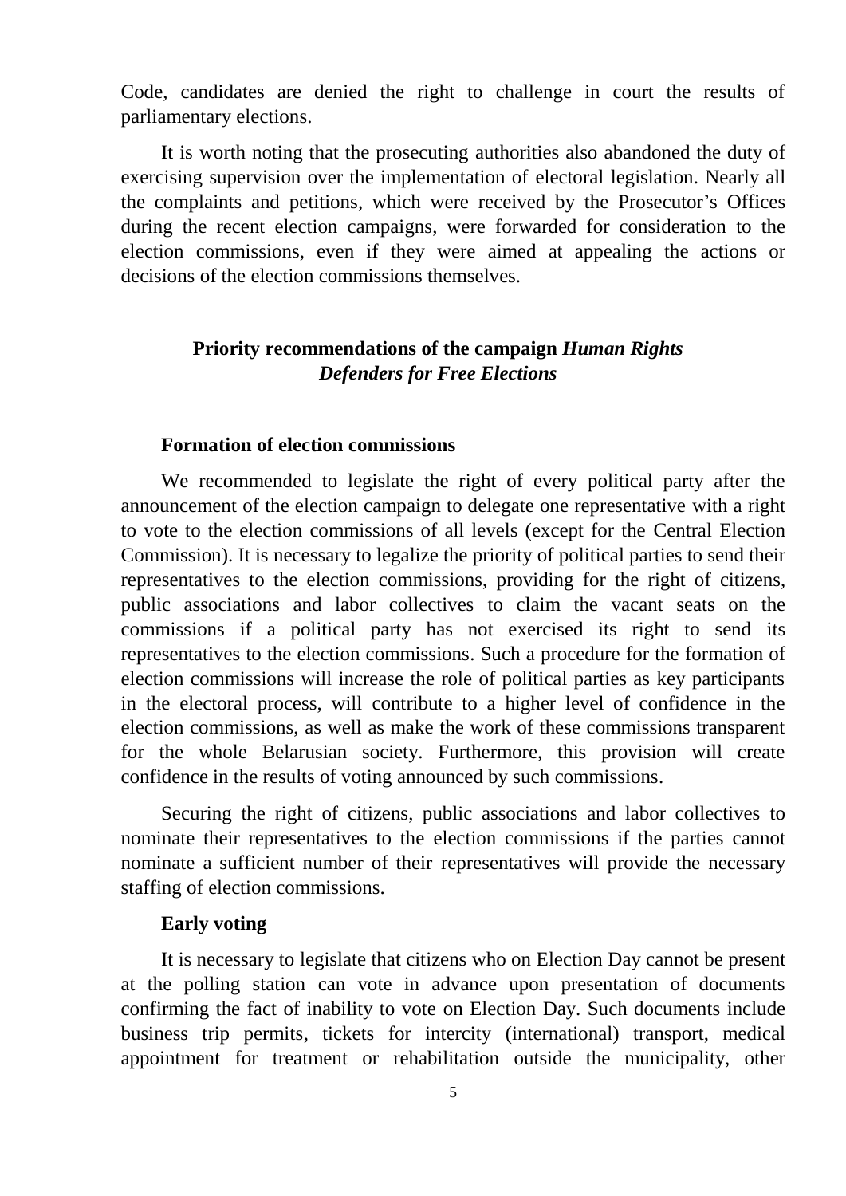Code, candidates are denied the right to challenge in court the results of parliamentary elections.

It is worth noting that the prosecuting authorities also abandoned the duty of exercising supervision over the implementation of electoral legislation. Nearly all the complaints and petitions, which were received by the Prosecutor's Offices during the recent election campaigns, were forwarded for consideration to the election commissions, even if they were aimed at appealing the actions or decisions of the election commissions themselves.

## Priority recommendations of the campaign *Human Rights Defenders for Free Elections*

### Formation of election commissions

We recommended to legislate the right of every political party after the announcement of the election campaign to delegate one representative with a right to vote to the election commissions of all levels (except for the Central Election Commission). It is necessary to legalize the priority of political parties to send their representatives to the election commissions, providing for the right of citizens, public associations and labor collectives to claim the vacant seats on the commissions if a political party has not exercised its right to send its representatives to the election commissions. Such a procedure for the formation of election commissions will increase the role of political parties as key participants in the electoral process, will contribute to a higher level of confidence in the election commissions, as well as make the work of these commissions transparent for the whole Belarusian society. Furthermore, this provision will create confidence in the results of voting announced by such commissions.

Securing the right of citizens, public associations and labor collectives to nominate their representatives to the election commissions if the parties cannot nominate a sufficient number of their representatives will provide the necessary staffing of election commissions.

### Early voting

It is necessary to legislate that citizens who on Election Day cannot be present at the polling station can vote in advance upon presentation of documents confirming the fact of inability to vote on Election Day. Such documents include business trip permits, tickets for intercity (international) transport, medical appointment for treatment or rehabilitation outside the municipality, other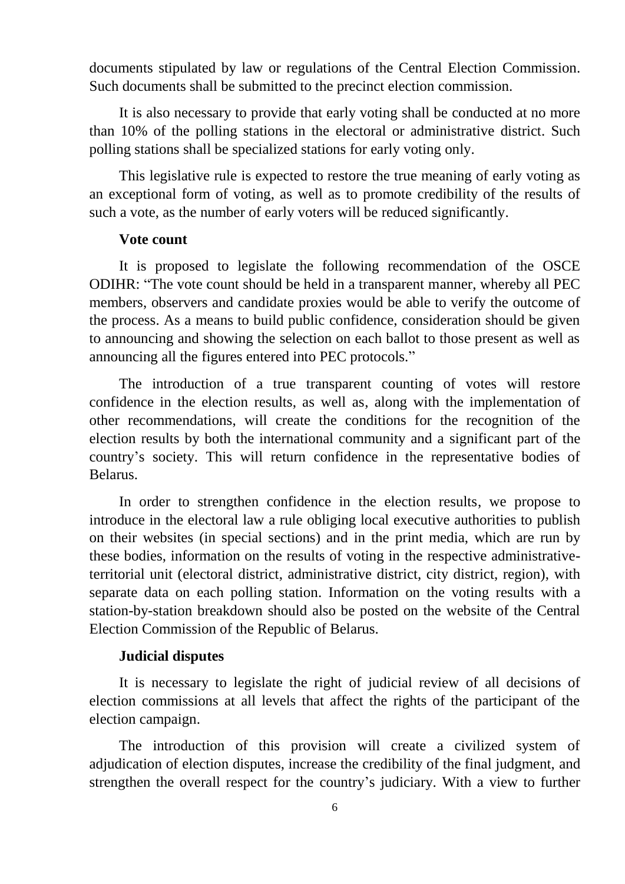documents stipulated by law or regulations of the Central Election Commission. Such documents shall be submitted to the precinct election commission.

It is also necessary to provide that early voting shall be conducted at no more than 10% of the polling stations in the electoral or administrative district. Such polling stations shall be specialized stations for early voting only.

This legislative rule is expected to restore the true meaning of early voting as an exceptional form of voting, as well as to promote credibility of the results of such a vote, as the number of early voters will be reduced significantly.

**Vote count**

It is proposed to legislate the following recommendation of the OSCE ODIHR: "The vote count should be held in a transparent manner, whereby all PEC members, observers and candidate proxies would be able to verify the outcome of the process. As a means to build public confidence, consideration should be given to announcing and showing the selection on each ballot to those present as well as announcing all the figures entered into PEC protocols."

The introduction of a true transparent counting of votes will restore confidence in the election results, as well as, along with the implementation of other recommendations, will create the conditions for the recognition of the election results by both the international community and a significant part of the country's society. This will return confidence in the representative bodies of Belarus.

In order to strengthen confidence in the election results, we propose to introduce in the electoral law a rule obliging local executive authorities to publish on their websites (in special sections) and in the print media, which are run by these bodies, information on the results of voting in the respective administrative-territorial unit (electoral district, administrative district, city district, region), with separate data on each polling station. Information on the voting results with a station-by-station breakdown should also be posted on the website of the Central Election Commission of the Republic of Belarus.

**Judicial disputes**

It is necessary to legislate the right of judicial review of all decisions of election commissions at all levels that affect the rights of the participant of the election campaign.

The introduction of this provision will create a civilized system of adjudication of election disputes, increase the credibility of the final judgment, and strengthen the overall respect for the country's judiciary. With a view to further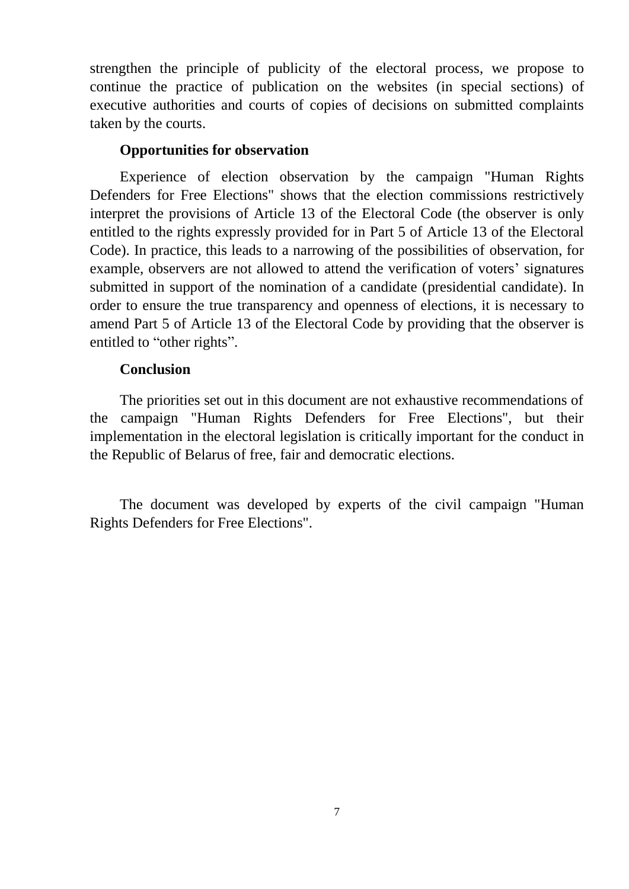strengthen the principle of publicity of the electoral process, we propose to continue the practice of publication on the websites (in special sections) of executive authorities and courts of copies of decisions on submitted complaints taken by the courts.

**Opportunities for observation**

Experience of election observation by the campaign "Human Rights Defenders for Free Elections" shows that the election commissions restrictively interpret the provisions of Article 13 of the Electoral Code (the observer is only entitled to the rights expressly provided for in Part 5 of Article 13 of the Electoral Code). In practice, this leads to a narrowing of the possibilities of observation, for example, observers are not allowed to attend the verification of voters' signatures submitted in support of the nomination of a candidate (presidential candidate). In order to ensure the true transparency and openness of elections, it is necessary to amend Part 5 of Article 13 of the Electoral Code by providing that the observer is entitled to "other rights".

**Conclusion**

The priorities set out in this document are not exhaustive recommendations of the campaign "Human Rights Defenders for Free Elections", but their implementation in the electoral legislation is critically important for the conduct in the Republic of Belarus of free, fair and democratic elections.

The document was developed by experts of the civil campaign "Human Rights Defenders for Free Elections".